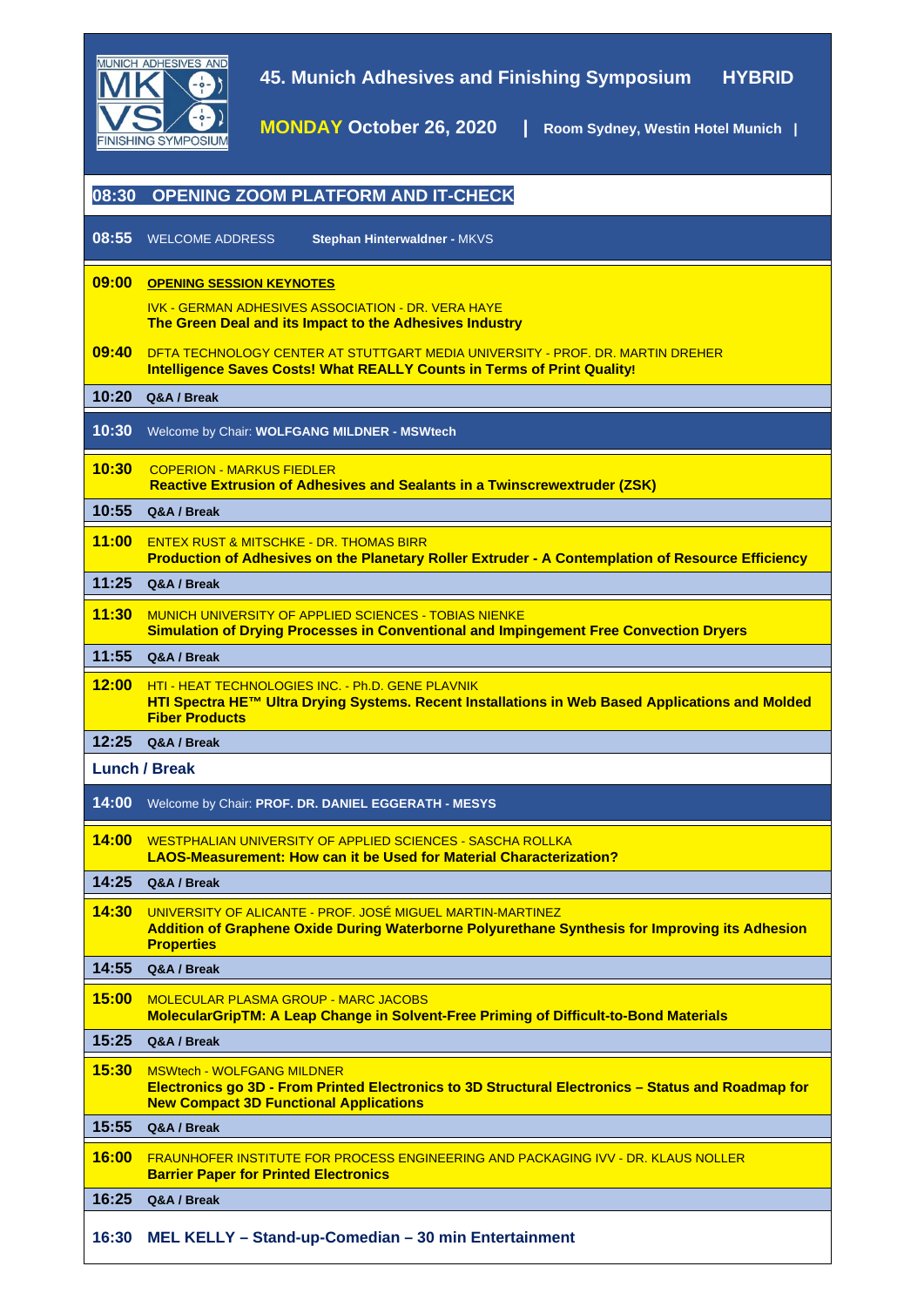MUNICH ADHESIVES AND FINISHING SYMPOSIUM

# 45. Munich Adhesives and Finishing Symposium HYBRID

**MONDAY October 26, 2020** | **Room Sydney, Westin Hotel Munich** |

## 08:30 OPENING ZOOM PLATFORM AND IT-CHECK

**08:55** WELCOME ADDRESS **Stephan Hinterwaldner** - MKVS

**09:00** **OPENING SESSION KEYNOTES**

IVK - GERMAN ADHESIVES ASSOCIATION - DR. VERA HAYE
**The Green Deal and its Impact to the Adhesives Industry**

**09:40** DFTA TECHNOLOGY CENTER AT STUTTGART MEDIA UNIVERSITY - PROF. DR. MARTIN DREHER
**Intelligence Saves Costs! What REALLY Counts in Terms of Print Quality!**

**10:20** **Q&A / Break**

**10:30** Welcome by Chair: **WOLFGANG MILDNER - MSWtech**

**10:30** COPERION - MARKUS FIEDLER
**Reactive Extrusion of Adhesives and Sealants in a Twinscrewextruder (ZSK)**

**10:55** **Q&A / Break**

**11:00** ENTEX RUST & MITSCHKE - DR. THOMAS BIRR
**Production of Adhesives on the Planetary Roller Extruder - A Contemplation of Resource Efficiency**

**11:25** **Q&A / Break**

**11:30** MUNICH UNIVERSITY OF APPLIED SCIENCES - TOBIAS NIENKE
**Simulation of Drying Processes in Conventional and Impingement Free Convection Dryers**

**11:55** **Q&A / Break**

**12:00** HTI - HEAT TECHNOLOGIES INC. - Ph.D. GENE PLAVNIK
**HTI Spectra HE™ Ultra Drying Systems. Recent Installations in Web Based Applications and Molded Fiber Products**

**12:25** **Q&A / Break**

**Lunch / Break**

**14:00** Welcome by Chair: **PROF. DR. DANIEL EGGERATH - MESYS**

**14:00** WESTPHALIAN UNIVERSITY OF APPLIED SCIENCES - SASCHA ROLLKA
**LAOS-Measurement: How can it be Used for Material Characterization?**

**14:25** **Q&A / Break**

**14:30** UNIVERSITY OF ALICANTE - PROF. JOSÉ MIGUEL MARTIN-MARTINEZ
**Addition of Graphene Oxide During Waterborne Polyurethane Synthesis for Improving its Adhesion Properties**

**14:55** **Q&A / Break**

**15:00** MOLECULAR PLASMA GROUP - MARC JACOBS
**MolecularGripTM: A Leap Change in Solvent-Free Priming of Difficult-to-Bond Materials**

**15:25** **Q&A / Break**

**15:30** MSWtech - WOLFGANG MILDNER
**Electronics go 3D - From Printed Electronics to 3D Structural Electronics – Status and Roadmap for New Compact 3D Functional Applications**

**15:55** **Q&A / Break**

**16:00** FRAUNHOFER INSTITUTE FOR PROCESS ENGINEERING AND PACKAGING IVV - DR. KLAUS NOLLER
**Barrier Paper for Printed Electronics**

**16:25** **Q&A / Break**

**16:30** **MEL KELLY – Stand-up-Comedian – 30 min Entertainment**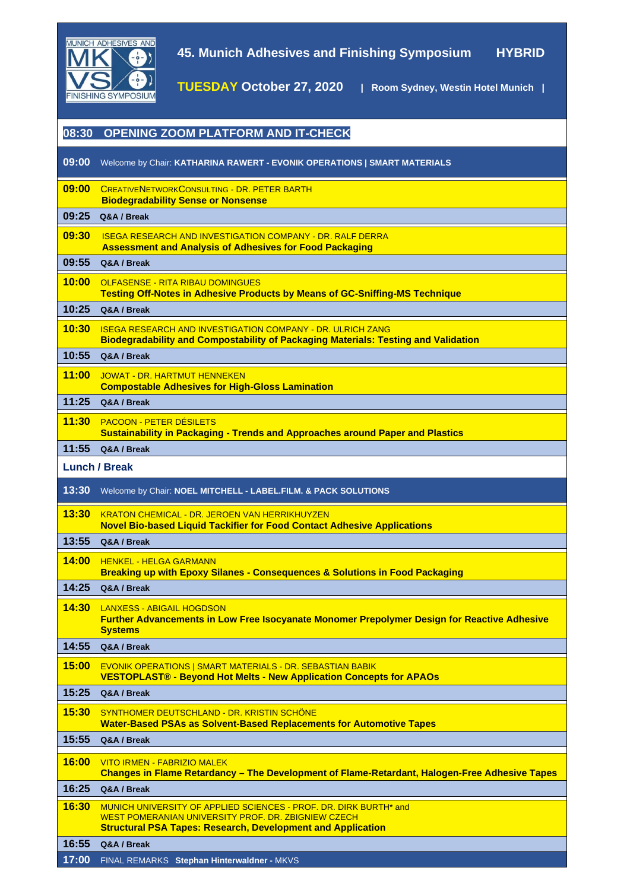MUNICH ADHESIVES AND FINISHING SYMPOSIUM

# 45. Munich Adhesives and Finishing Symposium HYBRID

## TUESDAY October 27, 2020 | Room Sydney, Westin Hotel Munich |

### 08:30 OPENING ZOOM PLATFORM AND IT-CHECK

| | |
|---|---|
| **09:00** | Welcome by Chair: **KATHARINA RAWERT - EVONIK OPERATIONS \| SMART MATERIALS** |
| **09:00** | CREATIVENETWORKCONSULTING - DR. PETER BARTH<br>**Biodegradability Sense or Nonsense** |
| **09:25** | **Q&A / Break** |
| **09:30** | ISEGA RESEARCH AND INVESTIGATION COMPANY - DR. RALF DERRA<br>**Assessment and Analysis of Adhesives for Food Packaging** |
| **09:55** | **Q&A / Break** |
| **10:00** | OLFASENSE - RITA RIBAU DOMINGUES<br>**Testing Off-Notes in Adhesive Products by Means of GC-Sniffing-MS Technique** |
| **10:25** | **Q&A / Break** |
| **10:30** | ISEGA RESEARCH AND INVESTIGATION COMPANY - DR. ULRICH ZANG<br>**Biodegradability and Compostability of Packaging Materials: Testing and Validation** |
| **10:55** | **Q&A / Break** |
| **11:00** | JOWAT - DR. HARTMUT HENNEKEN<br>**Compostable Adhesives for High-Gloss Lamination** |
| **11:25** | **Q&A / Break** |
| **11:30** | PACOON - PETER DÉSILETS<br>**Sustainability in Packaging - Trends and Approaches around Paper and Plastics** |
| **11:55** | **Q&A / Break** |
| **Lunch / Break** | |
| **13:30** | Welcome by Chair: **NOEL MITCHELL - LABEL.FILM. & PACK SOLUTIONS** |
| **13:30** | KRATON CHEMICAL - DR. JEROEN VAN HERRIKHUYZEN<br>**Novel Bio-based Liquid Tackifier for Food Contact Adhesive Applications** |
| **13:55** | **Q&A / Break** |
| **14:00** | HENKEL - HELGA GARMANN<br>**Breaking up with Epoxy Silanes - Consequences & Solutions in Food Packaging** |
| **14:25** | **Q&A / Break** |
| **14:30** | LANXESS - ABIGAIL HOGDSON<br>**Further Advancements in Low Free Isocyanate Monomer Prepolymer Design for Reactive Adhesive Systems** |
| **14:55** | **Q&A / Break** |
| **15:00** | EVONIK OPERATIONS \| SMART MATERIALS - DR. SEBASTIAN BABIK<br>**VESTOPLAST® - Beyond Hot Melts - New Application Concepts for APAOs** |
| **15:25** | **Q&A / Break** |
| **15:30** | SYNTHOMER DEUTSCHLAND - DR. KRISTIN SCHÖNE<br>**Water-Based PSAs as Solvent-Based Replacements for Automotive Tapes** |
| **15:55** | **Q&A / Break** |
| **16:00** | VITO IRMEN - FABRIZIO MALEK<br>**Changes in Flame Retardancy – The Development of Flame-Retardant, Halogen-Free Adhesive Tapes** |
| **16:25** | **Q&A / Break** |
| **16:30** | MUNICH UNIVERSITY OF APPLIED SCIENCES - PROF. DR. DIRK BURTH* and WEST POMERANIAN UNIVERSITY PROF. DR. ZBIGNIEW CZECH<br>**Structural PSA Tapes: Research, Development and Application** |
| **16:55** | **Q&A / Break** |
| **17:00** | FINAL REMARKS **Stephan Hinterwaldner** - MKVS |